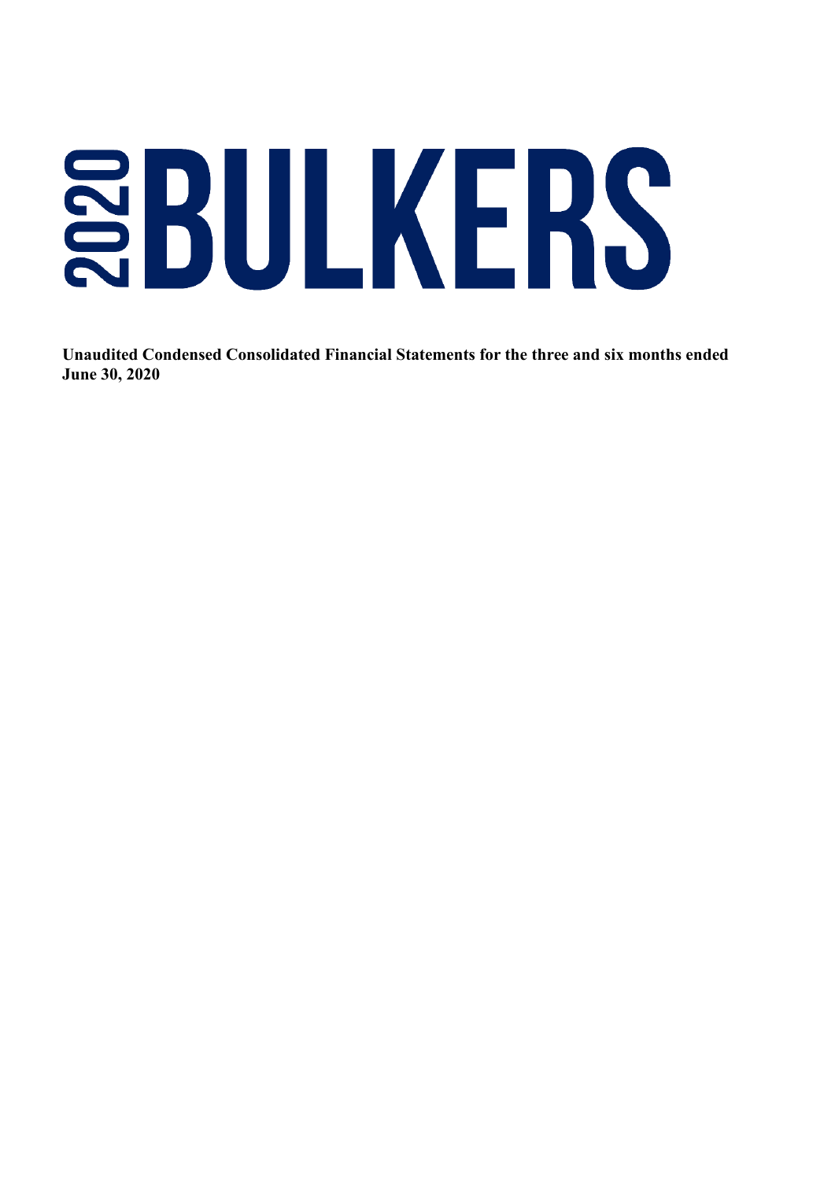# 2020 BULKERS

**Unaudited Condensed Consolidated Financial Statements for the three and six months ended June 30, 2020**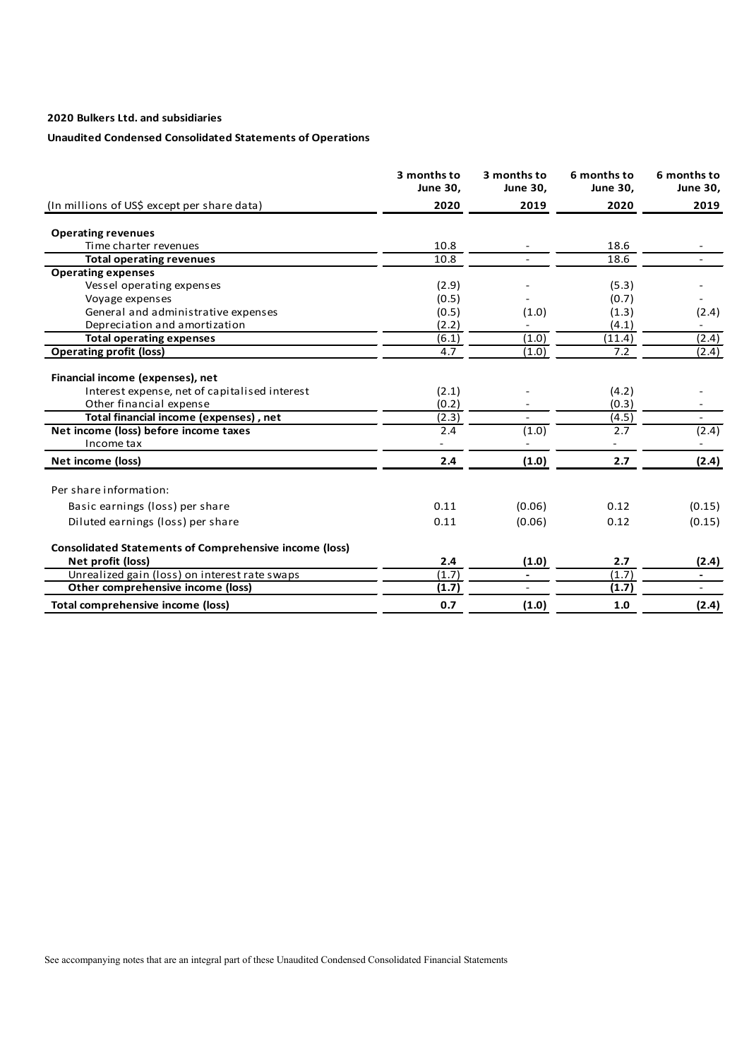**2020 Bulkers Ltd. and subsidiaries**

**Unaudited Condensed Consolidated Statements of Operations**

| (In millions of US$ except per share data) | 3 months to June 30, 2020 | 3 months to June 30, 2019 | 6 months to June 30, 2020 | 6 months to June 30, 2019 |
|---|---|---|---|---|
| **Operating revenues** | | | | |
| Time charter revenues | 10.8 | - | 18.6 | - |
| **Total operating revenues** | 10.8 | - | 18.6 | - |
| **Operating expenses** | | | | |
| Vessel operating expenses | (2.9) | - | (5.3) | - |
| Voyage expenses | (0.5) | - | (0.7) | - |
| General and administrative expenses | (0.5) | (1.0) | (1.3) | (2.4) |
| Depreciation and amortization | (2.2) | - | (4.1) | - |
| **Total operating expenses** | (6.1) | (1.0) | (11.4) | (2.4) |
| **Operating profit (loss)** | 4.7 | (1.0) | 7.2 | (2.4) |
| **Financial income (expenses), net** | | | | |
| Interest expense, net of capitalised interest | (2.1) | - | (4.2) | - |
| Other financial expense | (0.2) | - | (0.3) | - |
| **Total financial income (expenses) , net** | (2.3) | - | (4.5) | - |
| **Net income (loss) before income taxes** | 2.4 | (1.0) | 2.7 | (2.4) |
| Income tax | - | - | - | - |
| **Net income (loss)** | **2.4** | **(1.0)** | **2.7** | **(2.4)** |
| Per share information: | | | | |
| Basic earnings (loss) per share | 0.11 | (0.06) | 0.12 | (0.15) |
| Diluted earnings (loss) per share | 0.11 | (0.06) | 0.12 | (0.15) |
| **Consolidated Statements of Comprehensive income (loss)** | | | | |
| **Net profit (loss)** | **2.4** | **(1.0)** | **2.7** | **(2.4)** |
| Unrealized gain (loss) on interest rate swaps | (1.7) | - | (1.7) | - |
| **Other comprehensive income (loss)** | **(1.7)** | - | **(1.7)** | - |
| **Total comprehensive income (loss)** | **0.7** | **(1.0)** | **1.0** | **(2.4)** |

See accompanying notes that are an integral part of these Unaudited Condensed Consolidated Financial Statements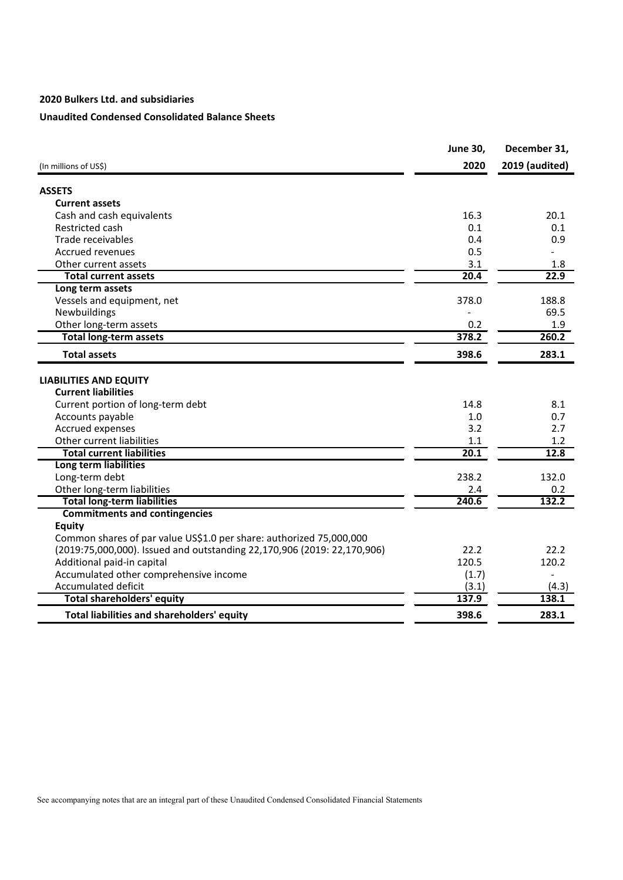**2020 Bulkers Ltd. and subsidiaries**

**Unaudited Condensed Consolidated Balance Sheets**

| (In millions of US$) | June 30, 2020 | December 31, 2019 (audited) |
|---|---|---|
| **ASSETS** | | |
| **Current assets** | | |
| Cash and cash equivalents | 16.3 | 20.1 |
| Restricted cash | 0.1 | 0.1 |
| Trade receivables | 0.4 | 0.9 |
| Accrued revenues | 0.5 | - |
| Other current assets | 3.1 | 1.8 |
| **Total current assets** | **20.4** | **22.9** |
| **Long term assets** | | |
| Vessels and equipment, net | 378.0 | 188.8 |
| Newbuildings | - | 69.5 |
| Other long-term assets | 0.2 | 1.9 |
| **Total long-term assets** | **378.2** | **260.2** |
| **Total assets** | **398.6** | **283.1** |
| **LIABILITIES AND EQUITY** | | |
| **Current liabilities** | | |
| Current portion of long-term debt | 14.8 | 8.1 |
| Accounts payable | 1.0 | 0.7 |
| Accrued expenses | 3.2 | 2.7 |
| Other current liabilities | 1.1 | 1.2 |
| **Total current liabilities** | **20.1** | **12.8** |
| **Long term liabilities** | | |
| Long-term debt | 238.2 | 132.0 |
| Other long-term liabilities | 2.4 | 0.2 |
| **Total long-term liabilities** | **240.6** | **132.2** |
| **Commitments and contingencies** | | |
| **Equity** | | |
| Common shares of par value US$1.0 per share: authorized 75,000,000 (2019:75,000,000). Issued and outstanding 22,170,906 (2019: 22,170,906) | 22.2 | 22.2 |
| Additional paid-in capital | 120.5 | 120.2 |
| Accumulated other comprehensive income | (1.7) | - |
| Accumulated deficit | (3.1) | (4.3) |
| **Total shareholders' equity** | **137.9** | **138.1** |
| **Total liabilities and shareholders' equity** | **398.6** | **283.1** |

See accompanying notes that are an integral part of these Unaudited Condensed Consolidated Financial Statements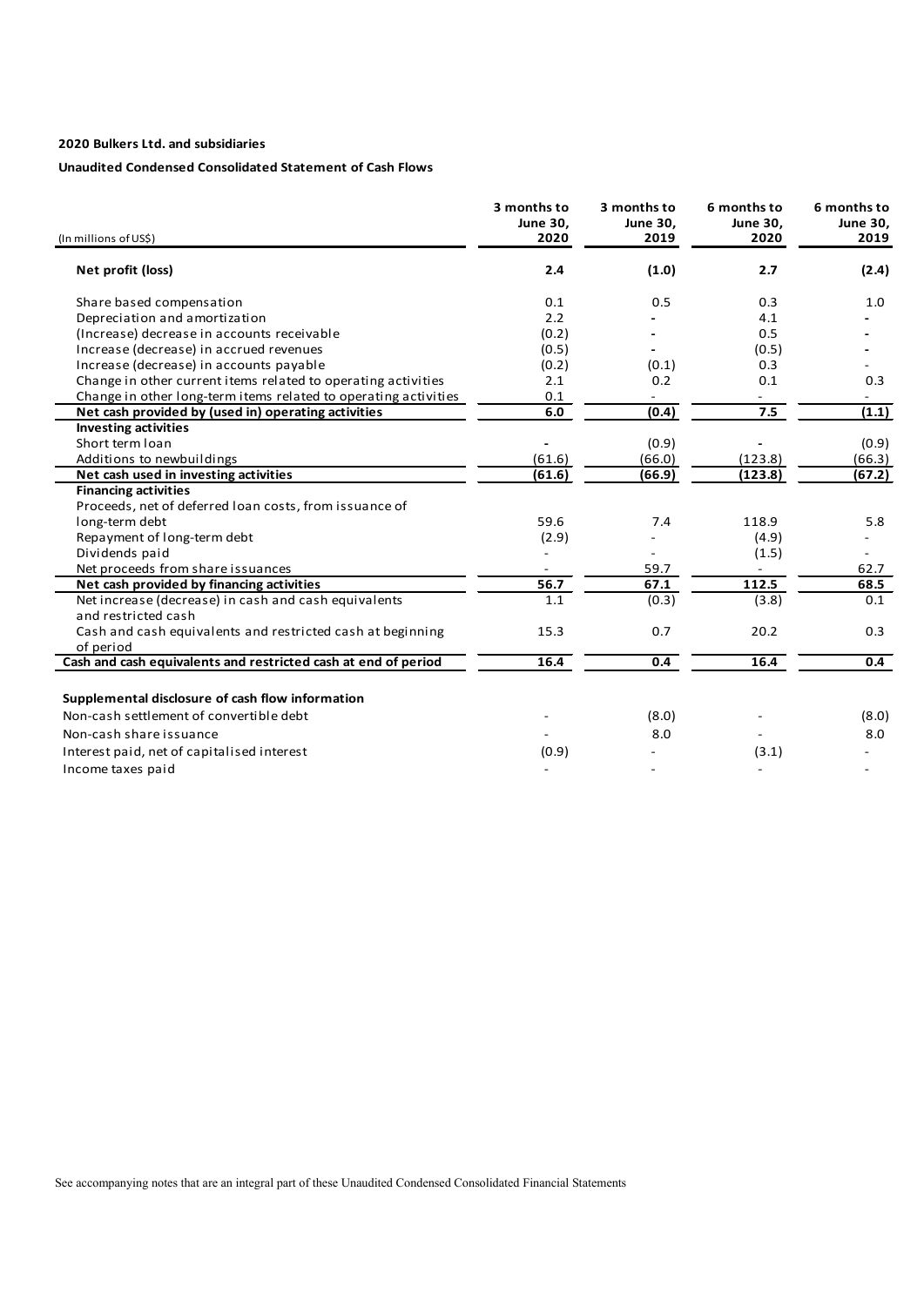**2020 Bulkers Ltd. and subsidiaries**

**Unaudited Condensed Consolidated Statement of Cash Flows**

| (In millions of US$) | 3 months to June 30, 2020 | 3 months to June 30, 2019 | 6 months to June 30, 2020 | 6 months to June 30, 2019 |
|---|---|---|---|---|
| **Net profit (loss)** | **2.4** | **(1.0)** | **2.7** | **(2.4)** |
| Share based compensation | 0.1 | 0.5 | 0.3 | 1.0 |
| Depreciation and amortization | 2.2 | - | 4.1 | - |
| (Increase) decrease in accounts receivable | (0.2) | - | 0.5 | - |
| Increase (decrease) in accrued revenues | (0.5) | - | (0.5) | - |
| Increase (decrease) in accounts payable | (0.2) | (0.1) | 0.3 | - |
| Change in other current items related to operating activities | 2.1 | 0.2 | 0.1 | 0.3 |
| Change in other long-term items related to operating activities | 0.1 | - | - | - |
| **Net cash provided by (used in) operating activities** | **6.0** | **(0.4)** | **7.5** | **(1.1)** |
| **Investing activities** | | | | |
| Short term loan | - | (0.9) | - | (0.9) |
| Additions to newbuildings | (61.6) | (66.0) | (123.8) | (66.3) |
| **Net cash used in investing activities** | **(61.6)** | **(66.9)** | **(123.8)** | **(67.2)** |
| **Financing activities** | | | | |
| Proceeds, net of deferred loan costs, from issuance of long-term debt | 59.6 | 7.4 | 118.9 | 5.8 |
| Repayment of long-term debt | (2.9) | - | (4.9) | - |
| Dividends paid | - | - | (1.5) | - |
| Net proceeds from share issuances | - | 59.7 | - | 62.7 |
| **Net cash provided by financing activities** | **56.7** | **67.1** | **112.5** | **68.5** |
| Net increase (decrease) in cash and cash equivalents and restricted cash | 1.1 | (0.3) | (3.8) | 0.1 |
| Cash and cash equivalents and restricted cash at beginning of period | 15.3 | 0.7 | 20.2 | 0.3 |
| **Cash and cash equivalents and restricted cash at end of period** | **16.4** | **0.4** | **16.4** | **0.4** |
| | | | | |
| **Supplemental disclosure of cash flow information** | | | | |
| Non-cash settlement of convertible debt | - | (8.0) | - | (8.0) |
| Non-cash share issuance | - | 8.0 | - | 8.0 |
| Interest paid, net of capitalised interest | (0.9) | - | (3.1) | - |
| Income taxes paid | - | - | - | - |

See accompanying notes that are an integral part of these Unaudited Condensed Consolidated Financial Statements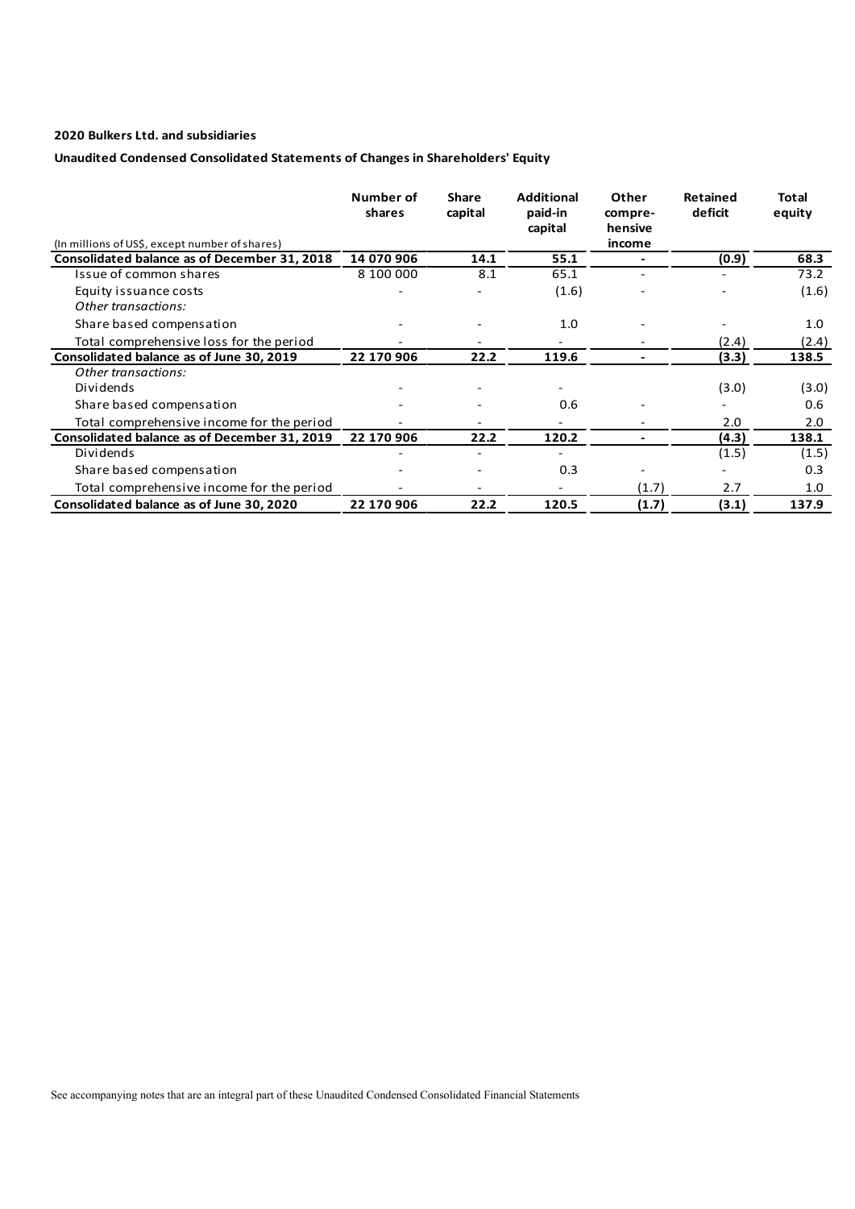**2020 Bulkers Ltd. and subsidiaries**

**Unaudited Condensed Consolidated Statements of Changes in Shareholders' Equity**

| (In millions of US$, except number of shares) | Number of shares | Share capital | Additional paid-in capital | Other compre-hensive income | Retained deficit | Total equity |
|---|---|---|---|---|---|---|
| **Consolidated balance as of December 31, 2018** | **14 070 906** | **14.1** | **55.1** | **-** | **(0.9)** | **68.3** |
| Issue of common shares | 8 100 000 | 8.1 | 65.1 | - | - | 73.2 |
| Equity issuance costs | - | - | (1.6) | - | - | (1.6) |
| *Other transactions:* | | | | | | |
| Share based compensation | - | - | 1.0 | - | - | 1.0 |
| Total comprehensive loss for the period | - | - | - | - | (2.4) | (2.4) |
| **Consolidated balance as of June 30, 2019** | **22 170 906** | **22.2** | **119.6** | **-** | **(3.3)** | **138.5** |
| *Other transactions:* | | | | | | |
| Dividends | - | - | - | | (3.0) | (3.0) |
| Share based compensation | - | - | 0.6 | - | - | 0.6 |
| Total comprehensive income for the period | - | - | - | - | 2.0 | 2.0 |
| **Consolidated balance as of December 31, 2019** | **22 170 906** | **22.2** | **120.2** | **-** | **(4.3)** | **138.1** |
| Dividends | - | - | - | | (1.5) | (1.5) |
| Share based compensation | - | - | 0.3 | - | - | 0.3 |
| Total comprehensive income for the period | - | - | - | (1.7) | 2.7 | 1.0 |
| **Consolidated balance as of June 30, 2020** | **22 170 906** | **22.2** | **120.5** | **(1.7)** | **(3.1)** | **137.9** |

See accompanying notes that are an integral part of these Unaudited Condensed Consolidated Financial Statements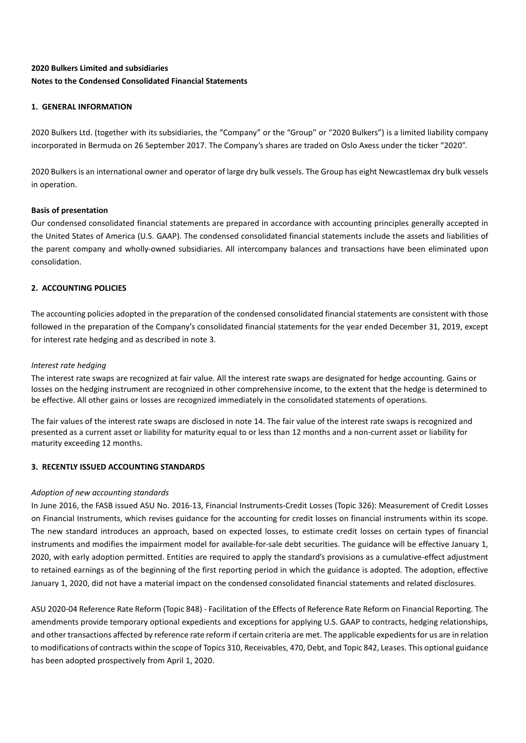**2020 Bulkers Limited and subsidiaries**
**Notes to the Condensed Consolidated Financial Statements**

## 1. GENERAL INFORMATION

2020 Bulkers Ltd. (together with its subsidiaries, the "Company" or the "Group" or "2020 Bulkers") is a limited liability company incorporated in Bermuda on 26 September 2017. The Company's shares are traded on Oslo Axess under the ticker "2020".

2020 Bulkers is an international owner and operator of large dry bulk vessels. The Group has eight Newcastlemax dry bulk vessels in operation.

**Basis of presentation**

Our condensed consolidated financial statements are prepared in accordance with accounting principles generally accepted in the United States of America (U.S. GAAP). The condensed consolidated financial statements include the assets and liabilities of the parent company and wholly-owned subsidiaries. All intercompany balances and transactions have been eliminated upon consolidation.

## 2. ACCOUNTING POLICIES

The accounting policies adopted in the preparation of the condensed consolidated financial statements are consistent with those followed in the preparation of the Company's consolidated financial statements for the year ended December 31, 2019, except for interest rate hedging and as described in note 3.

*Interest rate hedging*

The interest rate swaps are recognized at fair value. All the interest rate swaps are designated for hedge accounting. Gains or losses on the hedging instrument are recognized in other comprehensive income, to the extent that the hedge is determined to be effective. All other gains or losses are recognized immediately in the consolidated statements of operations.

The fair values of the interest rate swaps are disclosed in note 14. The fair value of the interest rate swaps is recognized and presented as a current asset or liability for maturity equal to or less than 12 months and a non-current asset or liability for maturity exceeding 12 months.

## 3. RECENTLY ISSUED ACCOUNTING STANDARDS

*Adoption of new accounting standards*

In June 2016, the FASB issued ASU No. 2016-13, Financial Instruments-Credit Losses (Topic 326): Measurement of Credit Losses on Financial Instruments, which revises guidance for the accounting for credit losses on financial instruments within its scope. The new standard introduces an approach, based on expected losses, to estimate credit losses on certain types of financial instruments and modifies the impairment model for available-for-sale debt securities. The guidance will be effective January 1, 2020, with early adoption permitted. Entities are required to apply the standard's provisions as a cumulative-effect adjustment to retained earnings as of the beginning of the first reporting period in which the guidance is adopted. The adoption, effective January 1, 2020, did not have a material impact on the condensed consolidated financial statements and related disclosures.

ASU 2020-04 Reference Rate Reform (Topic 848) - Facilitation of the Effects of Reference Rate Reform on Financial Reporting. The amendments provide temporary optional expedients and exceptions for applying U.S. GAAP to contracts, hedging relationships, and other transactions affected by reference rate reform if certain criteria are met. The applicable expedients for us are in relation to modifications of contracts within the scope of Topics 310, Receivables, 470, Debt, and Topic 842, Leases. This optional guidance has been adopted prospectively from April 1, 2020.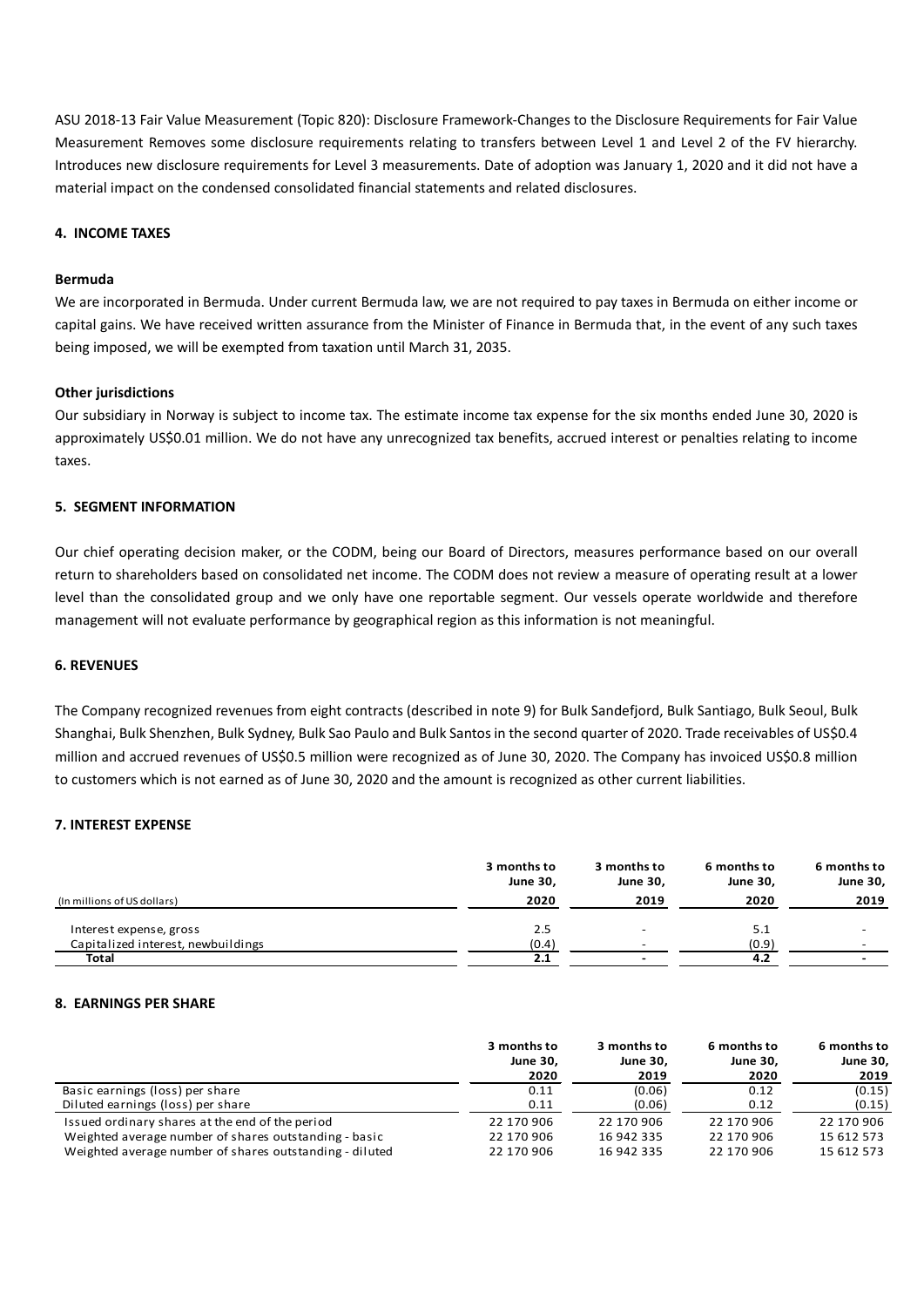ASU 2018-13 Fair Value Measurement (Topic 820): Disclosure Framework-Changes to the Disclosure Requirements for Fair Value Measurement Removes some disclosure requirements relating to transfers between Level 1 and Level 2 of the FV hierarchy. Introduces new disclosure requirements for Level 3 measurements. Date of adoption was January 1, 2020 and it did not have a material impact on the condensed consolidated financial statements and related disclosures.

## 4. INCOME TAXES

**Bermuda**

We are incorporated in Bermuda. Under current Bermuda law, we are not required to pay taxes in Bermuda on either income or capital gains. We have received written assurance from the Minister of Finance in Bermuda that, in the event of any such taxes being imposed, we will be exempted from taxation until March 31, 2035.

**Other jurisdictions**

Our subsidiary in Norway is subject to income tax. The estimate income tax expense for the six months ended June 30, 2020 is approximately US$0.01 million. We do not have any unrecognized tax benefits, accrued interest or penalties relating to income taxes.

## 5. SEGMENT INFORMATION

Our chief operating decision maker, or the CODM, being our Board of Directors, measures performance based on our overall return to shareholders based on consolidated net income. The CODM does not review a measure of operating result at a lower level than the consolidated group and we only have one reportable segment. Our vessels operate worldwide and therefore management will not evaluate performance by geographical region as this information is not meaningful.

## 6. REVENUES

The Company recognized revenues from eight contracts (described in note 9) for Bulk Sandefjord, Bulk Santiago, Bulk Seoul, Bulk Shanghai, Bulk Shenzhen, Bulk Sydney, Bulk Sao Paulo and Bulk Santos in the second quarter of 2020. Trade receivables of US$0.4 million and accrued revenues of US$0.5 million were recognized as of June 30, 2020. The Company has invoiced US$0.8 million to customers which is not earned as of June 30, 2020 and the amount is recognized as other current liabilities.

## 7. INTEREST EXPENSE

| (In millions of US dollars) | 3 months to June 30, 2020 | 3 months to June 30, 2019 | 6 months to June 30, 2020 | 6 months to June 30, 2019 |
|---|---|---|---|---|
| Interest expense, gross | 2.5 | - | 5.1 | - |
| Capitalized interest, newbuildings | (0.4) | - | (0.9) | - |
| **Total** | **2.1** | **-** | **4.2** | **-** |

## 8. EARNINGS PER SHARE

| | 3 months to June 30, 2020 | 3 months to June 30, 2019 | 6 months to June 30, 2020 | 6 months to June 30, 2019 |
|---|---|---|---|---|
| Basic earnings (loss) per share | 0.11 | (0.06) | 0.12 | (0.15) |
| Diluted earnings (loss) per share | 0.11 | (0.06) | 0.12 | (0.15) |
| Issued ordinary shares at the end of the period | 22 170 906 | 22 170 906 | 22 170 906 | 22 170 906 |
| Weighted average number of shares outstanding - basic | 22 170 906 | 16 942 335 | 22 170 906 | 15 612 573 |
| Weighted average number of shares outstanding - diluted | 22 170 906 | 16 942 335 | 22 170 906 | 15 612 573 |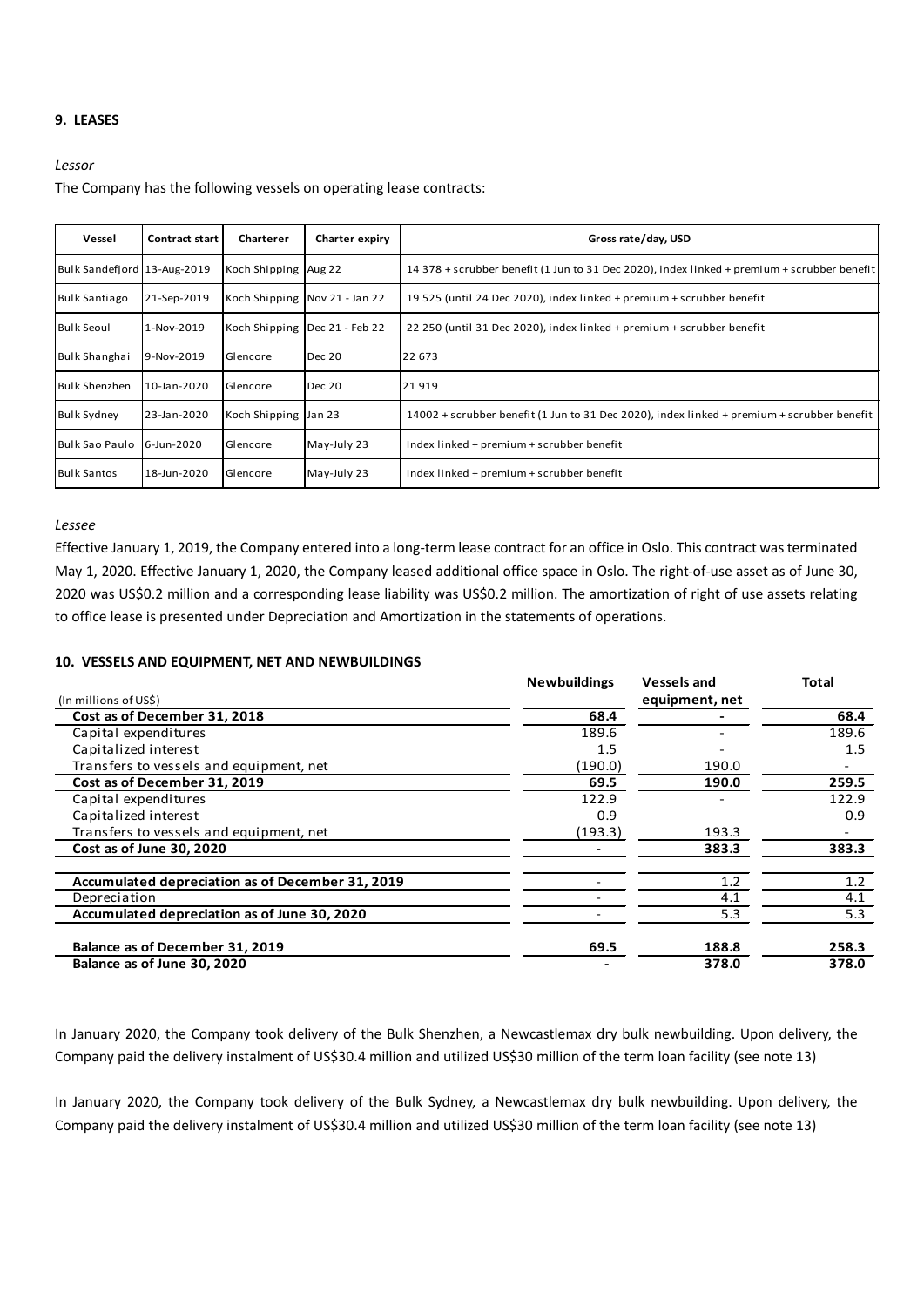## 9. LEASES

*Lessor*

The Company has the following vessels on operating lease contracts:

| Vessel | Contract start | Charterer | Charter expiry | Gross rate/day, USD |
|---|---|---|---|---|
| Bulk Sandefjord | 13-Aug-2019 | Koch Shipping | Aug 22 | 14 378 + scrubber benefit (1 Jun to 31 Dec 2020), index linked + premium + scrubber benefit |
| Bulk Santiago | 21-Sep-2019 | Koch Shipping | Nov 21 - Jan 22 | 19 525 (until 24 Dec 2020), index linked + premium + scrubber benefit |
| Bulk Seoul | 1-Nov-2019 | Koch Shipping | Dec 21 - Feb 22 | 22 250 (until 31 Dec 2020), index linked + premium + scrubber benefit |
| Bulk Shanghai | 9-Nov-2019 | Glencore | Dec 20 | 22 673 |
| Bulk Shenzhen | 10-Jan-2020 | Glencore | Dec 20 | 21 919 |
| Bulk Sydney | 23-Jan-2020 | Koch Shipping | Jan 23 | 14002 + scrubber benefit (1 Jun to 31 Dec 2020), index linked + premium + scrubber benefit |
| Bulk Sao Paulo | 6-Jun-2020 | Glencore | May-July 23 | Index linked + premium + scrubber benefit |
| Bulk Santos | 18-Jun-2020 | Glencore | May-July 23 | Index linked + premium + scrubber benefit |

*Lessee*

Effective January 1, 2019, the Company entered into a long-term lease contract for an office in Oslo. This contract was terminated May 1, 2020. Effective January 1, 2020, the Company leased additional office space in Oslo. The right-of-use asset as of June 30, 2020 was US$0.2 million and a corresponding lease liability was US$0.2 million. The amortization of right of use assets relating to office lease is presented under Depreciation and Amortization in the statements of operations.

## 10. VESSELS AND EQUIPMENT, NET AND NEWBUILDINGS

| (In millions of US$) | Newbuildings | Vessels and equipment, net | Total |
|---|---|---|---|
| **Cost as of December 31, 2018** | **68.4** | **-** | **68.4** |
| Capital expenditures | 189.6 | - | 189.6 |
| Capitalized interest | 1.5 | - | 1.5 |
| Transfers to vessels and equipment, net | (190.0) | 190.0 | - |
| **Cost as of December 31, 2019** | **69.5** | **190.0** | **259.5** |
| Capital expenditures | 122.9 | - | 122.9 |
| Capitalized interest | 0.9 | | 0.9 |
| Transfers to vessels and equipment, net | (193.3) | 193.3 | - |
| **Cost as of June 30, 2020** | **-** | **383.3** | **383.3** |
| | | | |
| **Accumulated depreciation as of December 31, 2019** | - | 1.2 | 1.2 |
| Depreciation | - | 4.1 | 4.1 |
| **Accumulated depreciation as of June 30, 2020** | - | 5.3 | 5.3 |
| | | | |
| **Balance as of December 31, 2019** | **69.5** | **188.8** | **258.3** |
| **Balance as of June 30, 2020** | **-** | **378.0** | **378.0** |

In January 2020, the Company took delivery of the Bulk Shenzhen, a Newcastlemax dry bulk newbuilding. Upon delivery, the Company paid the delivery instalment of US$30.4 million and utilized US$30 million of the term loan facility (see note 13)

In January 2020, the Company took delivery of the Bulk Sydney, a Newcastlemax dry bulk newbuilding. Upon delivery, the Company paid the delivery instalment of US$30.4 million and utilized US$30 million of the term loan facility (see note 13)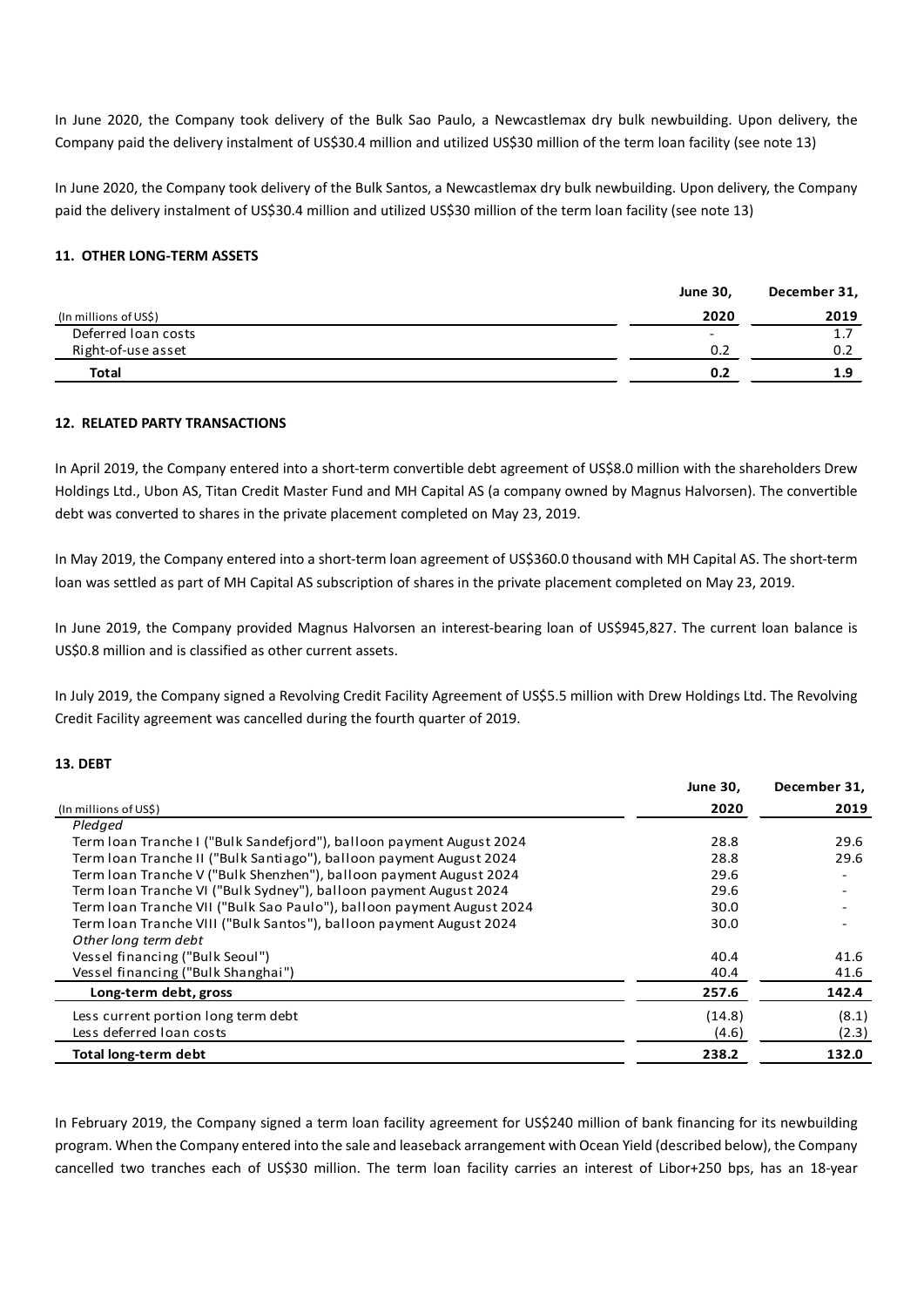In June 2020, the Company took delivery of the Bulk Sao Paulo, a Newcastlemax dry bulk newbuilding. Upon delivery, the Company paid the delivery instalment of US$30.4 million and utilized US$30 million of the term loan facility (see note 13)

In June 2020, the Company took delivery of the Bulk Santos, a Newcastlemax dry bulk newbuilding. Upon delivery, the Company paid the delivery instalment of US$30.4 million and utilized US$30 million of the term loan facility (see note 13)

### 11. OTHER LONG-TERM ASSETS

| (In millions of US$) | June 30, 2020 | December 31, 2019 |
|---|---|---|
| Deferred loan costs | - | 1.7 |
| Right-of-use asset | 0.2 | 0.2 |
| **Total** | **0.2** | **1.9** |

### 12. RELATED PARTY TRANSACTIONS

In April 2019, the Company entered into a short-term convertible debt agreement of US$8.0 million with the shareholders Drew Holdings Ltd., Ubon AS, Titan Credit Master Fund and MH Capital AS (a company owned by Magnus Halvorsen). The convertible debt was converted to shares in the private placement completed on May 23, 2019.

In May 2019, the Company entered into a short-term loan agreement of US$360.0 thousand with MH Capital AS. The short-term loan was settled as part of MH Capital AS subscription of shares in the private placement completed on May 23, 2019.

In June 2019, the Company provided Magnus Halvorsen an interest-bearing loan of US$945,827. The current loan balance is US$0.8 million and is classified as other current assets.

In July 2019, the Company signed a Revolving Credit Facility Agreement of US$5.5 million with Drew Holdings Ltd. The Revolving Credit Facility agreement was cancelled during the fourth quarter of 2019.

### 13. DEBT

| (In millions of US$) | June 30, 2020 | December 31, 2019 |
|---|---|---|
| *Pledged* | | |
| Term loan Tranche I ("Bulk Sandefjord"), balloon payment August 2024 | 28.8 | 29.6 |
| Term loan Tranche II ("Bulk Santiago"), balloon payment August 2024 | 28.8 | 29.6 |
| Term loan Tranche V ("Bulk Shenzhen"), balloon payment August 2024 | 29.6 | - |
| Term loan Tranche VI ("Bulk Sydney"), balloon payment August 2024 | 29.6 | - |
| Term loan Tranche VII ("Bulk Sao Paulo"), balloon payment August 2024 | 30.0 | - |
| Term loan Tranche VIII ("Bulk Santos"), balloon payment August 2024 | 30.0 | - |
| *Other long term debt* | | |
| Vessel financing ("Bulk Seoul") | 40.4 | 41.6 |
| Vessel financing ("Bulk Shanghai") | 40.4 | 41.6 |
| **Long-term debt, gross** | **257.6** | **142.4** |
| Less current portion long term debt | (14.8) | (8.1) |
| Less deferred loan costs | (4.6) | (2.3) |
| **Total long-term debt** | **238.2** | **132.0** |

In February 2019, the Company signed a term loan facility agreement for US$240 million of bank financing for its newbuilding program. When the Company entered into the sale and leaseback arrangement with Ocean Yield (described below), the Company cancelled two tranches each of US$30 million. The term loan facility carries an interest of Libor+250 bps, has an 18-year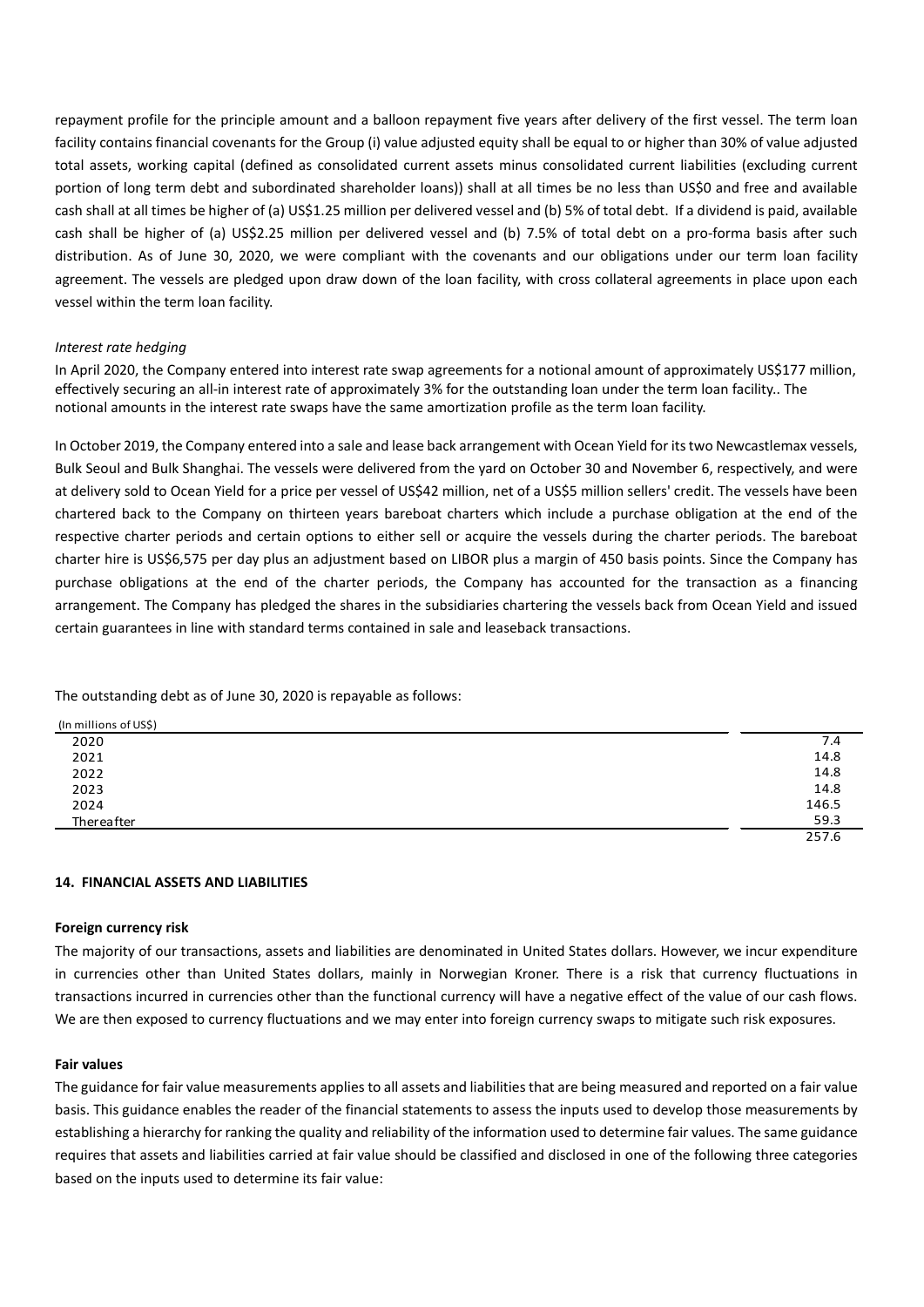repayment profile for the principle amount and a balloon repayment five years after delivery of the first vessel. The term loan facility contains financial covenants for the Group (i) value adjusted equity shall be equal to or higher than 30% of value adjusted total assets, working capital (defined as consolidated current assets minus consolidated current liabilities (excluding current portion of long term debt and subordinated shareholder loans)) shall at all times be no less than US$0 and free and available cash shall at all times be higher of (a) US$1.25 million per delivered vessel and (b) 5% of total debt. If a dividend is paid, available cash shall be higher of (a) US$2.25 million per delivered vessel and (b) 7.5% of total debt on a pro-forma basis after such distribution. As of June 30, 2020, we were compliant with the covenants and our obligations under our term loan facility agreement. The vessels are pledged upon draw down of the loan facility, with cross collateral agreements in place upon each vessel within the term loan facility.

*Interest rate hedging*

In April 2020, the Company entered into interest rate swap agreements for a notional amount of approximately US$177 million, effectively securing an all-in interest rate of approximately 3% for the outstanding loan under the term loan facility.. The notional amounts in the interest rate swaps have the same amortization profile as the term loan facility.

In October 2019, the Company entered into a sale and lease back arrangement with Ocean Yield for its two Newcastlemax vessels, Bulk Seoul and Bulk Shanghai. The vessels were delivered from the yard on October 30 and November 6, respectively, and were at delivery sold to Ocean Yield for a price per vessel of US$42 million, net of a US$5 million sellers' credit. The vessels have been chartered back to the Company on thirteen years bareboat charters which include a purchase obligation at the end of the respective charter periods and certain options to either sell or acquire the vessels during the charter periods. The bareboat charter hire is US$6,575 per day plus an adjustment based on LIBOR plus a margin of 450 basis points. Since the Company has purchase obligations at the end of the charter periods, the Company has accounted for the transaction as a financing arrangement. The Company has pledged the shares in the subsidiaries chartering the vessels back from Ocean Yield and issued certain guarantees in line with standard terms contained in sale and leaseback transactions.

The outstanding debt as of June 30, 2020 is repayable as follows:

| (In millions of US$) | |
|---|---|
| 2020 | 7.4 |
| 2021 | 14.8 |
| 2022 | 14.8 |
| 2023 | 14.8 |
| 2024 | 146.5 |
| Thereafter | 59.3 |
| | 257.6 |

**14. FINANCIAL ASSETS AND LIABILITIES**

**Foreign currency risk**

The majority of our transactions, assets and liabilities are denominated in United States dollars. However, we incur expenditure in currencies other than United States dollars, mainly in Norwegian Kroner. There is a risk that currency fluctuations in transactions incurred in currencies other than the functional currency will have a negative effect of the value of our cash flows. We are then exposed to currency fluctuations and we may enter into foreign currency swaps to mitigate such risk exposures.

**Fair values**

The guidance for fair value measurements applies to all assets and liabilities that are being measured and reported on a fair value basis. This guidance enables the reader of the financial statements to assess the inputs used to develop those measurements by establishing a hierarchy for ranking the quality and reliability of the information used to determine fair values. The same guidance requires that assets and liabilities carried at fair value should be classified and disclosed in one of the following three categories based on the inputs used to determine its fair value: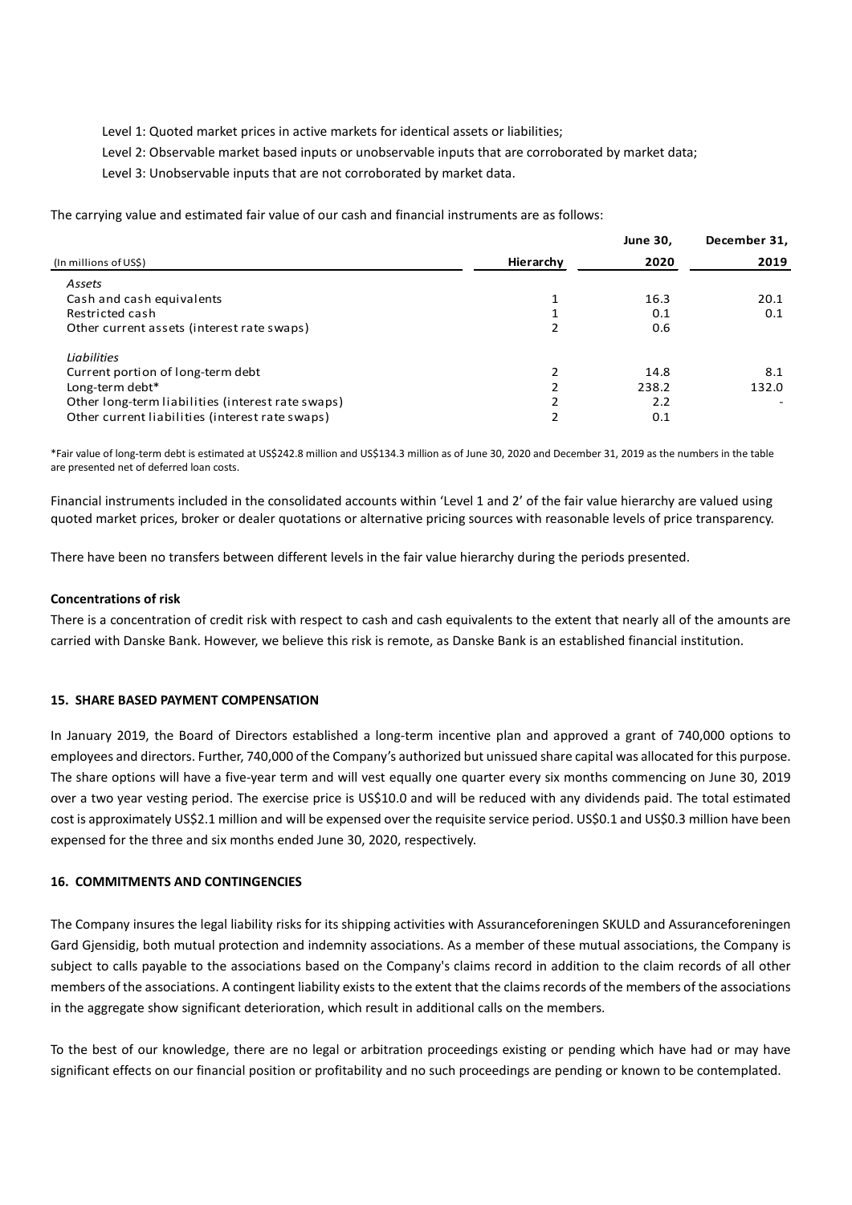Level 1: Quoted market prices in active markets for identical assets or liabilities;

Level 2: Observable market based inputs or unobservable inputs that are corroborated by market data;

Level 3: Unobservable inputs that are not corroborated by market data.

The carrying value and estimated fair value of our cash and financial instruments are as follows:

| (In millions of US$) | Hierarchy | June 30, 2020 | December 31, 2019 |
|---|---|---|---|
| *Assets* | | | |
| Cash and cash equivalents | 1 | 16.3 | 20.1 |
| Restricted cash | 1 | 0.1 | 0.1 |
| Other current assets (interest rate swaps) | 2 | 0.6 | |
| *Liabilities* | | | |
| Current portion of long-term debt | 2 | 14.8 | 8.1 |
| Long-term debt* | 2 | 238.2 | 132.0 |
| Other long-term liabilities (interest rate swaps) | 2 | 2.2 | - |
| Other current liabilities (interest rate swaps) | 2 | 0.1 | |

*Fair value of long-term debt is estimated at US$242.8 million and US$134.3 million as of June 30, 2020 and December 31, 2019 as the numbers in the table are presented net of deferred loan costs.

Financial instruments included in the consolidated accounts within 'Level 1 and 2' of the fair value hierarchy are valued using quoted market prices, broker or dealer quotations or alternative pricing sources with reasonable levels of price transparency.

There have been no transfers between different levels in the fair value hierarchy during the periods presented.

**Concentrations of risk**

There is a concentration of credit risk with respect to cash and cash equivalents to the extent that nearly all of the amounts are carried with Danske Bank. However, we believe this risk is remote, as Danske Bank is an established financial institution.

## 15. SHARE BASED PAYMENT COMPENSATION

In January 2019, the Board of Directors established a long-term incentive plan and approved a grant of 740,000 options to employees and directors. Further, 740,000 of the Company's authorized but unissued share capital was allocated for this purpose. The share options will have a five-year term and will vest equally one quarter every six months commencing on June 30, 2019 over a two year vesting period. The exercise price is US$10.0 and will be reduced with any dividends paid. The total estimated cost is approximately US$2.1 million and will be expensed over the requisite service period. US$0.1 and US$0.3 million have been expensed for the three and six months ended June 30, 2020, respectively.

## 16. COMMITMENTS AND CONTINGENCIES

The Company insures the legal liability risks for its shipping activities with Assuranceforeningen SKULD and Assuranceforeningen Gard Gjensidig, both mutual protection and indemnity associations. As a member of these mutual associations, the Company is subject to calls payable to the associations based on the Company's claims record in addition to the claim records of all other members of the associations. A contingent liability exists to the extent that the claims records of the members of the associations in the aggregate show significant deterioration, which result in additional calls on the members.

To the best of our knowledge, there are no legal or arbitration proceedings existing or pending which have had or may have significant effects on our financial position or profitability and no such proceedings are pending or known to be contemplated.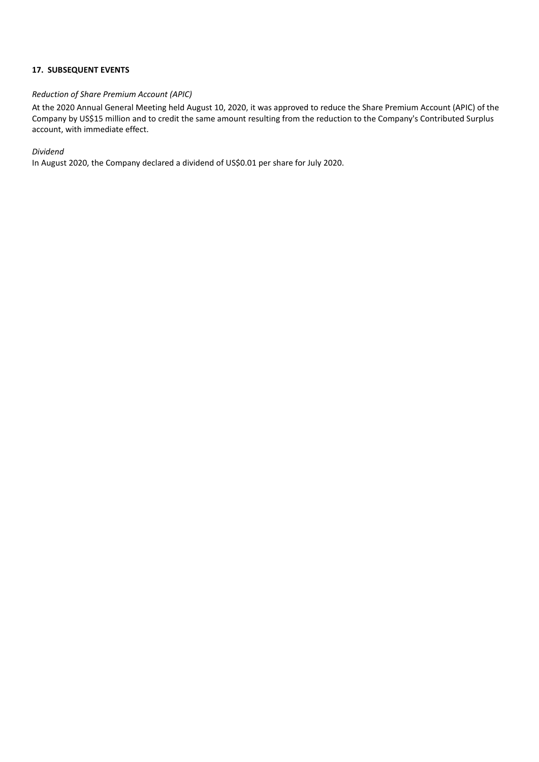## 17. SUBSEQUENT EVENTS

*Reduction of Share Premium Account (APIC)*

At the 2020 Annual General Meeting held August 10, 2020, it was approved to reduce the Share Premium Account (APIC) of the Company by US$15 million and to credit the same amount resulting from the reduction to the Company's Contributed Surplus account, with immediate effect.

*Dividend*

In August 2020, the Company declared a dividend of US$0.01 per share for July 2020.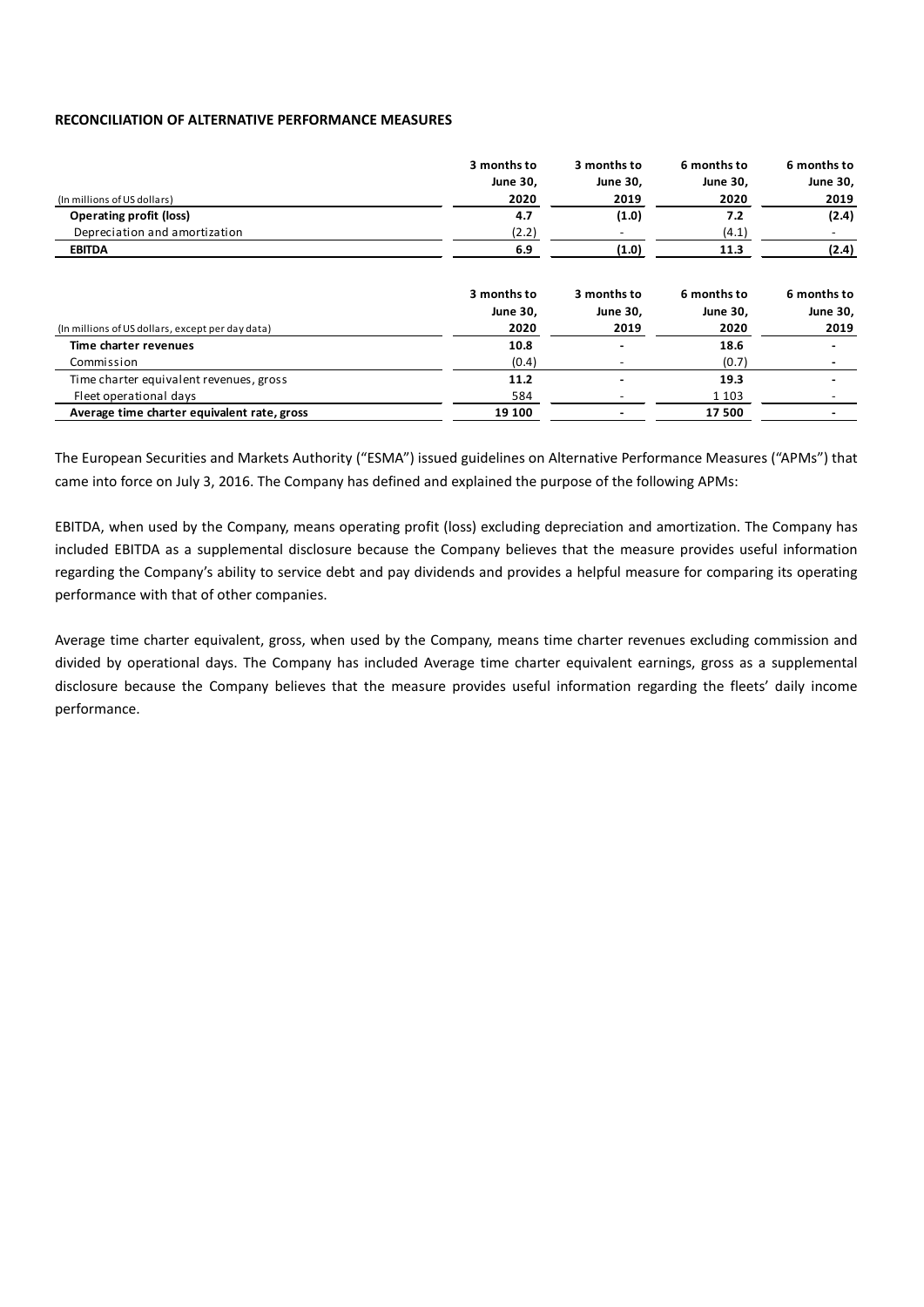**RECONCILIATION OF ALTERNATIVE PERFORMANCE MEASURES**

| (In millions of US dollars) | 3 months to June 30, 2020 | 3 months to June 30, 2019 | 6 months to June 30, 2020 | 6 months to June 30, 2019 |
|---|---|---|---|---|
| **Operating profit (loss)** | **4.7** | **(1.0)** | **7.2** | **(2.4)** |
| Depreciation and amortization | (2.2) | - | (4.1) | - |
| **EBITDA** | **6.9** | **(1.0)** | **11.3** | **(2.4)** |

| (In millions of US dollars, except per day data) | 3 months to June 30, 2020 | 3 months to June 30, 2019 | 6 months to June 30, 2020 | 6 months to June 30, 2019 |
|---|---|---|---|---|
| **Time charter revenues** | **10.8** | **-** | **18.6** | **-** |
| Commission | (0.4) | - | (0.7) | - |
| Time charter equivalent revenues, gross | **11.2** | **-** | **19.3** | **-** |
| Fleet operational days | 584 | - | 1 103 | - |
| **Average time charter equivalent rate, gross** | **19 100** | **-** | **17 500** | **-** |

The European Securities and Markets Authority ("ESMA") issued guidelines on Alternative Performance Measures ("APMs") that came into force on July 3, 2016. The Company has defined and explained the purpose of the following APMs:

EBITDA, when used by the Company, means operating profit (loss) excluding depreciation and amortization. The Company has included EBITDA as a supplemental disclosure because the Company believes that the measure provides useful information regarding the Company's ability to service debt and pay dividends and provides a helpful measure for comparing its operating performance with that of other companies.

Average time charter equivalent, gross, when used by the Company, means time charter revenues excluding commission and divided by operational days. The Company has included Average time charter equivalent earnings, gross as a supplemental disclosure because the Company believes that the measure provides useful information regarding the fleets' daily income performance.